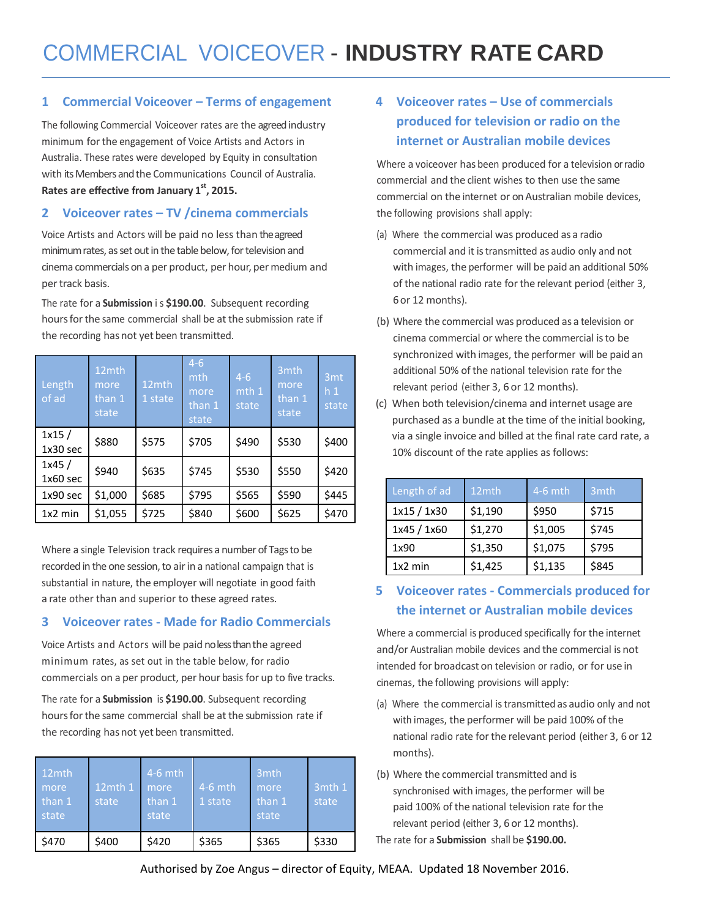# COMMERCIAL VOICEOVER - INDUSTRY RATE CARD

## 1 Commercial Voiceover – Terms of engagement

The following Commercial Voiceover rates are the agreed industry minimum for the engagement of Voice Artists and Actors in Australia. These rates were developed by Equity in consultation with its Members and the Communications Council of Australia. **Rates are effective from January 1st, 2015.**

## 2 Voiceover rates – TV /cinema commercials

Voice Artists and Actors will be paid no less than the agreed minimum rates, as set out in the table below, for television and cinema commercials on a per product, per hour, per medium and per track basis.

The rate for a **Submission** i s **$190.00**. Subsequent recording hours for the same commercial shall be at the submission rate if the recording has not yet been transmitted.

| Length of ad | 12mth more than 1 state | 12mth 1 state | 4-6 mth more than 1 state | 4-6 mth 1 state | 3mth more than 1 state | 3mth 1 state |
|---|---|---|---|---|---|---|
| 1x15 / 1x30 sec | $880 | $575 | $705 | $490 | $530 | $400 |
| 1x45 / 1x60 sec | $940 | $635 | $745 | $530 | $550 | $420 |
| 1x90 sec | $1,000 | $685 | $795 | $565 | $590 | $445 |
| 1x2 min | $1,055 | $725 | $840 | $600 | $625 | $470 |

Where a single Television track requires a number of Tags to be recorded in the one session, to air in a national campaign that is substantial in nature, the employer will negotiate in good faith a rate other than and superior to these agreed rates.

## 3 Voiceover rates - Made for Radio Commercials

Voice Artists and Actors will be paid no less than the agreed minimum rates, as set out in the table below, for radio commercials on a per product, per hour basis for up to five tracks.

The rate for a **Submission** is **$190.00**. Subsequent recording hours for the same commercial shall be at the submission rate if the recording has not yet been transmitted.

| 12mth more than 1 state | 12mth 1 state | 4-6 mth more than 1 state | 4-6 mth 1 state | 3mth more than 1 state | 3mth 1 state |
|---|---|---|---|---|---|
| $470 | $400 | $420 | $365 | $365 | $330 |

## 4 Voiceover rates – Use of commercials produced for television or radio on the internet or Australian mobile devices

Where a voiceover has been produced for a television or radio commercial and the client wishes to then use the same commercial on the internet or on Australian mobile devices, the following provisions shall apply:

(a) Where the commercial was produced as a radio commercial and it is transmitted as audio only and not with images, the performer will be paid an additional 50% of the national radio rate for the relevant period (either 3, 6 or 12 months).

(b) Where the commercial was produced as a television or cinema commercial or where the commercial is to be synchronized with images, the performer will be paid an additional 50% of the national television rate for the relevant period (either 3, 6 or 12 months).

(c) When both television/cinema and internet usage are purchased as a bundle at the time of the initial booking, via a single invoice and billed at the final rate card rate, a 10% discount of the rate applies as follows:

| Length of ad | 12mth | 4-6 mth | 3mth |
|---|---|---|---|
| 1x15 / 1x30 | $1,190 | $950 | $715 |
| 1x45 / 1x60 | $1,270 | $1,005 | $745 |
| 1x90 | $1,350 | $1,075 | $795 |
| 1x2 min | $1,425 | $1,135 | $845 |

## 5 Voiceover rates - Commercials produced for the internet or Australian mobile devices

Where a commercial is produced specifically for the internet and/or Australian mobile devices and the commercial is not intended for broadcast on television or radio, or for use in cinemas, the following provisions will apply:

(a) Where the commercial is transmitted as audio only and not with images, the performer will be paid 100% of the national radio rate for the relevant period (either 3, 6 or 12 months).

(b) Where the commercial transmitted and is synchronised with images, the performer will be paid 100% of the national television rate for the relevant period (either 3, 6 or 12 months).

The rate for a **Submission** shall be **$190.00.**

Authorised by Zoe Angus – director of Equity, MEAA. Updated 18 November 2016.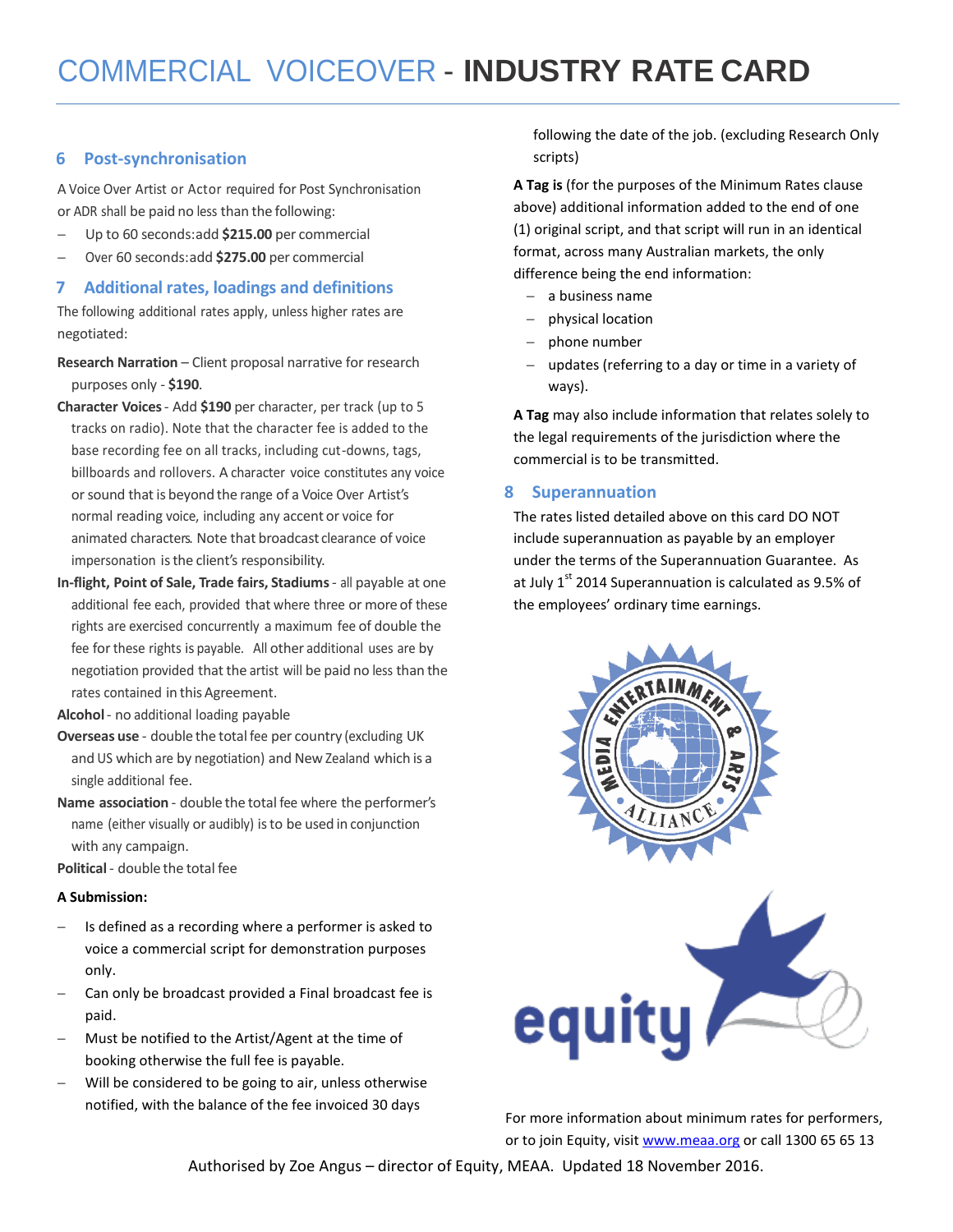# COMMERCIAL VOICEOVER - **INDUSTRY RATE CARD**

## 6 Post-synchronisation

A Voice Over Artist or Actor required for Post Synchronisation or ADR shall be paid no less than the following:

- Up to 60 seconds: add **$215.00** per commercial
- Over 60 seconds: add **$275.00** per commercial

## 7 Additional rates, loadings and definitions

The following additional rates apply, unless higher rates are negotiated:

**Research Narration** – Client proposal narrative for research purposes only - **$190**.

**Character Voices** - Add **$190** per character, per track (up to 5 tracks on radio). Note that the character fee is added to the base recording fee on all tracks, including cut-downs, tags, billboards and rollovers. A character voice constitutes any voice or sound that is beyond the range of a Voice Over Artist's normal reading voice, including any accent or voice for animated characters. Note that broadcast clearance of voice impersonation is the client's responsibility.

**In-flight, Point of Sale, Trade fairs, Stadiums** - all payable at one additional fee each, provided that where three or more of these rights are exercised concurrently a maximum fee of double the fee for these rights is payable. All other additional uses are by negotiation provided that the artist will be paid no less than the rates contained in this Agreement.

**Alcohol** - no additional loading payable

**Overseas use** - double the total fee per country (excluding UK and US which are by negotiation) and New Zealand which is a single additional fee.

**Name association** - double the total fee where the performer's name (either visually or audibly) is to be used in conjunction with any campaign.

**Political** - double the total fee

**A Submission:**

- Is defined as a recording where a performer is asked to voice a commercial script for demonstration purposes only.
- Can only be broadcast provided a Final broadcast fee is paid.
- Must be notified to the Artist/Agent at the time of booking otherwise the full fee is payable.
- Will be considered to be going to air, unless otherwise notified, with the balance of the fee invoiced 30 days following the date of the job. (excluding Research Only scripts)

**A Tag is** (for the purposes of the Minimum Rates clause above) additional information added to the end of one (1) original script, and that script will run in an identical format, across many Australian markets, the only difference being the end information:

- a business name
- physical location
- phone number
- updates (referring to a day or time in a variety of ways).

**A Tag** may also include information that relates solely to the legal requirements of the jurisdiction where the commercial is to be transmitted.

## 8 Superannuation

The rates listed detailed above on this card DO NOT include superannuation as payable by an employer under the terms of the Superannuation Guarantee. As at July 1st 2014 Superannuation is calculated as 9.5% of the employees' ordinary time earnings.

For more information about minimum rates for performers, or to join Equity, visit www.meaa.org or call 1300 65 65 13

Authorised by Zoe Angus – director of Equity, MEAA. Updated 18 November 2016.